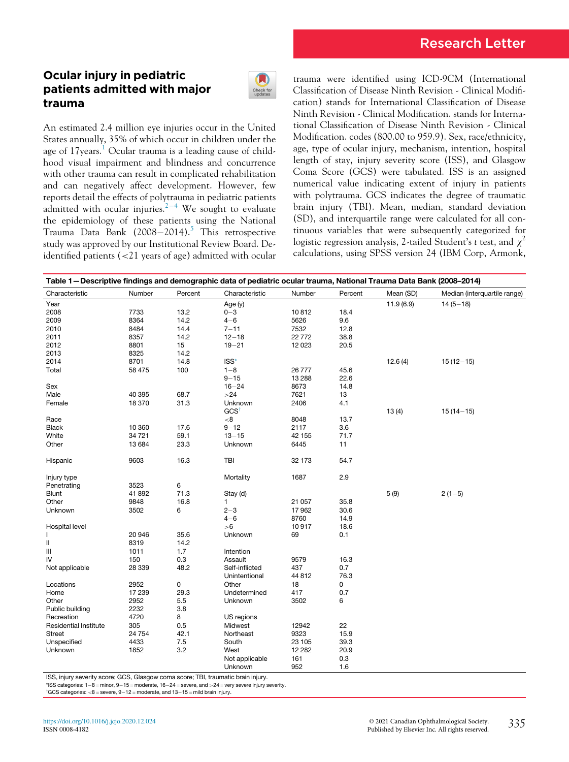Research Letter

# Ocular injury in pediatric patients admitted with major trauma

An estimated 2.4 million eye injuries occur in the United States annually, 35% of which occur in children under the age of 17years.[1] Ocular trauma is a leading cause of childhood visual impairment and blindness and concurrence with other trauma can result in complicated rehabilitation and can negatively affect development. However, few reports detail the effects of polytrauma in pediatric patients admitted with ocular injuries.[2–4] We sought to evaluate the epidemiology of these patients using the National Trauma Data Bank (2008–2014).[5] This retrospective study was approved by our Institutional Review Board. De-identified patients (<21 years of age) admitted with ocular trauma were identified using ICD-9CM (International Classification of Disease Ninth Revision - Clinical Modification) stands for International Classification of Disease Ninth Revision - Clinical Modification. stands for International Classification of Disease Ninth Revision - Clinical Modification. codes (800.00 to 959.9). Sex, race/ethnicity, age, type of ocular injury, mechanism, intention, hospital length of stay, injury severity score (ISS), and Glasgow Coma Score (GCS) were tabulated. ISS is an assigned numerical value indicating extent of injury in patients with polytrauma. GCS indicates the degree of traumatic brain injury (TBI). Mean, median, standard deviation (SD), and interquartile range were calculated for all continuous variables that were subsequently categorized for logistic regression analysis, 2-tailed Student's *t* test, and $\chi^2$ calculations, using SPSS version 24 (IBM Corp, Armonk,

**Table 1—Descriptive findings and demographic data of pediatric ocular trauma, National Trauma Data Bank (2008–2014)**

| Characteristic | Number | Percent | Characteristic | Number | Percent | Mean (SD) | Median (interquartile range) |
|---|---|---|---|---|---|---|---|
| Year | | | Age (y) | | | 11.9 (6.9) | 14 (5–18) |
| 2008 | 7733 | 13.2 | 0–3 | 10 812 | 18.4 | | |
| 2009 | 8364 | 14.2 | 4–6 | 5626 | 9.6 | | |
| 2010 | 8484 | 14.4 | 7–11 | 7532 | 12.8 | | |
| 2011 | 8357 | 14.2 | 12–18 | 22 772 | 38.8 | | |
| 2012 | 8801 | 15 | 19–21 | 12 023 | 20.5 | | |
| 2013 | 8325 | 14.2 | | | | | |
| 2014 | 8701 | 14.8 | ISS* | | | 12.6 (4) | 15 (12–15) |
| Total | 58 475 | 100 | 1–8 | 26 777 | 45.6 | | |
| | | | 9–15 | 13 288 | 22.6 | | |
| Sex | | | 16–24 | 8673 | 14.8 | | |
| Male | 40 395 | 68.7 | >24 | 7621 | 13 | | |
| Female | 18 370 | 31.3 | Unknown | 2406 | 4.1 | | |
| | | | GCS† | | | 13 (4) | 15 (14–15) |
| Race | | | <8 | 8048 | 13.7 | | |
| Black | 10 360 | 17.6 | 9–12 | 2117 | 3.6 | | |
| White | 34 721 | 59.1 | 13–15 | 42 155 | 71.7 | | |
| Other | 13 684 | 23.3 | Unknown | 6445 | 11 | | |
| Hispanic | 9603 | 16.3 | TBI | 32 173 | 54.7 | | |
| Injury type | | | Mortality | 1687 | 2.9 | | |
| Penetrating | 3523 | 6 | | | | | |
| Blunt | 41 892 | 71.3 | Stay (d) | | | 5 (9) | 2 (1–5) |
| Other | 9848 | 16.8 | 1 | 21 057 | 35.8 | | |
| Unknown | 3502 | 6 | 2–3 | 17 962 | 30.6 | | |
| | | | 4–6 | 8760 | 14.9 | | |
| Hospital level | | | >6 | 10 917 | 18.6 | | |
| I | 20 946 | 35.6 | Unknown | 69 | 0.1 | | |
| II | 8319 | 14.2 | | | | | |
| III | 1011 | 1.7 | Intention | | | | |
| IV | 150 | 0.3 | Assault | 9579 | 16.3 | | |
| Not applicable | 28 339 | 48.2 | Self-inflicted | 437 | 0.7 | | |
| | | | Unintentional | 44 812 | 76.3 | | |
| Locations | 2952 | 0 | Other | 18 | 0 | | |
| Home | 17 239 | 29.3 | Undetermined | 417 | 0.7 | | |
| Other | 2952 | 5.5 | Unknown | 3502 | 6 | | |
| Public building | 2232 | 3.8 | | | | | |
| Recreation | 4720 | 8 | US regions | | | | |
| Residential Institute | 305 | 0.5 | Midwest | 12942 | 22 | | |
| Street | 24 754 | 42.1 | Northeast | 9323 | 15.9 | | |
| Unspecified | 4433 | 7.5 | South | 23 105 | 39.3 | | |
| Unknown | 1852 | 3.2 | West | 12 282 | 20.9 | | |
| | | | Not applicable | 161 | 0.3 | | |
| | | | Unknown | 952 | 1.6 | | |

ISS, injury severity score; GCS, Glasgow coma score; TBI, traumatic brain injury.
*ISS categories: 1–8 = minor, 9–15 = moderate, 16–24 = severe, and >24 = very severe injury severity.
†GCS categories: <8 = severe, 9–12 = moderate, and 13–15 = mild brain injury.

https://doi.org/10.1016/j.jcjo.2020.12.024
ISSN 0008-4182

© 2021 Canadian Ophthalmological Society. Published by Elsevier Inc. All rights reserved.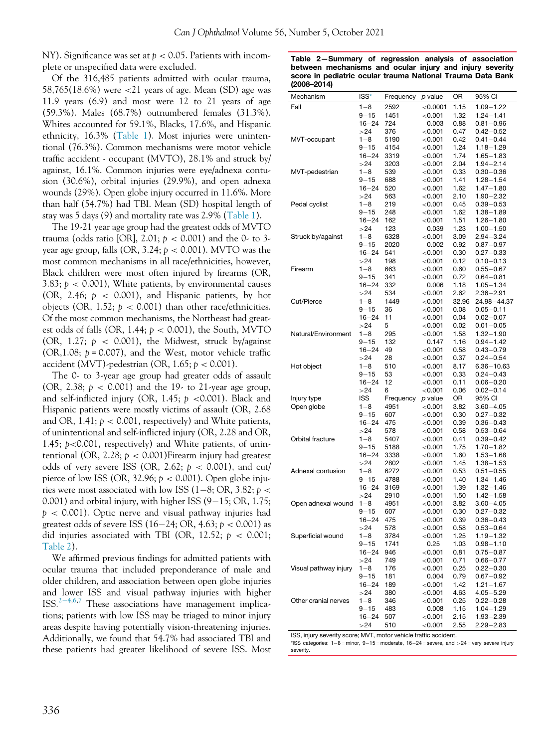NY). Significance was set at $p < 0.05$. Patients with incomplete or unspecified data were excluded.

Of the 316,485 patients admitted with ocular trauma, 58,765(18.6%) were <21 years of age. Mean (SD) age was 11.9 years (6.9) and most were 12 to 21 years of age (59.3%). Males (68.7%) outnumbered females (31.3%). Whites accounted for 59.1%, Blacks, 17.6%, and Hispanic ethnicity, 16.3% (Table 1). Most injuries were unintentional (76.3%). Common mechanisms were motor vehicle traffic accident - occupant (MVTO), 28.1% and struck by/against, 16.1%. Common injuries were eye/adnexa contusion (30.6%), orbital injuries (29.9%), and open adnexa wounds (29%). Open globe injury occurred in 11.6%. More than half (54.7%) had TBI. Mean (SD) hospital length of stay was 5 days (9) and mortality rate was 2.9% (Table 1).

The 19-21 year age group had the greatest odds of MVTO trauma (odds ratio [OR], 2.01; $p < 0.001$) and the 0- to 3-year age group, falls (OR, 3.24; $p < 0.001$). MVTO was the most common mechanisms in all race/ethnicities, however, Black children were most often injured by firearms (OR, 3.83; $p < 0.001$), White patients, by environmental causes (OR, 2.46; $p < 0.001$), and Hispanic patients, by hot objects (OR, 1.52; $p < 0.001$) than other race/ethnicities. Of the most common mechanisms, the Northeast had greatest odds of falls (OR, 1.44; $p < 0.001$), the South, MVTO (OR, 1.27; $p < 0.001$), the Midwest, struck by/against (OR,1.08; $p = 0.007$), and the West, motor vehicle traffic accident (MVT)-pedestrian (OR, 1.65; $p < 0.001$).

The 0- to 3-year age group had greater odds of assault (OR, 2.38; $p < 0.001$) and the 19- to 21-year age group, and self-inflicted injury (OR, 1.45; $p < 0.001$). Black and Hispanic patients were mostly victims of assault (OR, 2.68 and OR, 1.41; $p < 0.001$, respectively) and White patients, of unintentional and self-inflicted injury (OR, 2.28 and OR, 1.45; $p < 0.001$, respectively) and White patients, of unintentional (OR, 2.28; $p < 0.001$)Firearm injury had greatest odds of very severe ISS (OR, 2.62; $p < 0.001$), and cut/pierce of low ISS (OR, 32.96; $p < 0.001$). Open globe injuries were most associated with low ISS (1−8; OR, 3.82; $p < 0.001$) and orbital injury, with higher ISS (9−15; OR, 1.75; $p < 0.001$). Optic nerve and visual pathway injuries had greatest odds of severe ISS (16−24; OR, 4.63; $p < 0.001$) as did injuries associated with TBI (OR, 12.52; $p < 0.001$; Table 2).

We affirmed previous findings for admitted patients with ocular trauma that included preponderance of male and older children, and association between open globe injuries and lower ISS and visual pathway injuries with higher ISS.[2−4,6,7] These associations have management implications; patients with low ISS may be triaged to minor injury areas despite having potentially vision-threatening injuries. Additionally, we found that 54.7% had associated TBI and these patients had greater likelihood of severe ISS. Most

**Table 2—Summary of regression analysis of association between mechanisms and ocular injury and injury severity score in pediatric ocular trauma National Trauma Data Bank (2008–2014)**

| Mechanism | ISS[*] | Frequency | p value | OR | 95% CI |
|---|---|---|---|---|---|
| Fall | 1−8 | 2592 | <0.0001 | 1.15 | 1.09−1.22 |
| | 9−15 | 1451 | <0.001 | 1.32 | 1.24−1.41 |
| | 16−24 | 724 | 0.003 | 0.88 | 0.81−0.96 |
| | >24 | 376 | <0.001 | 0.47 | 0.42−0.52 |
| MVT-occupant | 1−8 | 5190 | <0.001 | 0.42 | 0.41−0.44 |
| | 9−15 | 4154 | <0.001 | 1.24 | 1.18−1.29 |
| | 16−24 | 3319 | <0.001 | 1.74 | 1.65−1.83 |
| | >24 | 3203 | <0.001 | 2.04 | 1.94−2.14 |
| MVT-pedestrian | 1−8 | 539 | <0.001 | 0.33 | 0.30−0.36 |
| | 9−15 | 688 | <0.001 | 1.41 | 1.28−1.54 |
| | 16−24 | 520 | <0.001 | 1.62 | 1.47−1.80 |
| | >24 | 563 | <0.001 | 2.10 | 1.90−2.32 |
| Pedal cyclist | 1−8 | 219 | <0.001 | 0.45 | 0.39−0.53 |
| | 9−15 | 248 | <0.001 | 1.62 | 1.38−1.89 |
| | 16−24 | 162 | <0.001 | 1.51 | 1.26−1.80 |
| | >24 | 123 | 0.039 | 1.23 | 1.00−1.50 |
| Struck by/against | 1−8 | 6328 | <0.001 | 3.09 | 2.94−3.24 |
| | 9−15 | 2020 | 0.002 | 0.92 | 0.87−0.97 |
| | 16−24 | 541 | <0.001 | 0.30 | 0.27−0.33 |
| | >24 | 198 | <0.001 | 0.12 | 0.10−0.13 |
| Firearm | 1−8 | 663 | <0.001 | 0.60 | 0.55−0.67 |
| | 9−15 | 341 | <0.001 | 0.72 | 0.64−0.81 |
| | 16−24 | 332 | 0.006 | 1.18 | 1.05−1.34 |
| | >24 | 534 | <0.001 | 2.62 | 2.36−2.91 |
| Cut/Pierce | 1−8 | 1449 | <0.001 | 32.96 | 24.98−44.37 |
| | 9−15 | 36 | <0.001 | 0.08 | 0.05−0.11 |
| | 16−24 | 11 | <0.001 | 0.04 | 0.02−0.07 |
| | >24 | 5 | <0.001 | 0.02 | 0.01−0.05 |
| Natural/Environment | 1−8 | 295 | <0.001 | 1.58 | 1.32−1.90 |
| | 9−15 | 132 | 0.147 | 1.16 | 0.94−1.42 |
| | 16−24 | 49 | <0.001 | 0.58 | 0.43−0.79 |
| | >24 | 28 | <0.001 | 0.37 | 0.24−0.54 |
| Hot object | 1−8 | 510 | <0.001 | 8.17 | 6.36−10.63 |
| | 9−15 | 53 | <0.001 | 0.33 | 0.24−0.43 |
| | 16−24 | 12 | <0.001 | 0.11 | 0.06−0.20 |
| | >24 | 6 | <0.001 | 0.06 | 0.02−0.14 |
| Injury type | ISS | Frequency | p value | OR | 95% CI |
| Open globe | 1−8 | 4951 | <0.001 | 3.82 | 3.60−4.05 |
| | 9−15 | 607 | <0.001 | 0.30 | 0.27−0.32 |
| | 16−24 | 475 | <0.001 | 0.39 | 0.36−0.43 |
| | >24 | 578 | <0.001 | 0.58 | 0.53−0.64 |
| Orbital fracture | 1−8 | 5407 | <0.001 | 0.41 | 0.39−0.42 |
| | 9−15 | 5188 | <0.001 | 1.75 | 1.70−1.82 |
| | 16−24 | 3338 | <0.001 | 1.60 | 1.53−1.68 |
| | >24 | 2802 | <0.001 | 1.45 | 1.38−1.53 |
| Adnexal contusion | 1−8 | 6272 | <0.001 | 0.53 | 0.51−0.55 |
| | 9−15 | 4788 | <0.001 | 1.40 | 1.34−1.46 |
| | 16−24 | 3169 | <0.001 | 1.39 | 1.32−1.46 |
| | >24 | 2910 | <0.001 | 1.50 | 1.42−1.58 |
| Open adnexal wound | 1−8 | 4951 | <0.001 | 3.82 | 3.60−4.05 |
| | 9−15 | 607 | <0.001 | 0.30 | 0.27−0.32 |
| | 16−24 | 475 | <0.001 | 0.39 | 0.36−0.43 |
| | >24 | 578 | <0.001 | 0.58 | 0.53−0.64 |
| Superficial wound | 1−8 | 3784 | <0.001 | 1.25 | 1.19−1.32 |
| | 9−15 | 1741 | 0.25 | 1.03 | 0.98−1.10 |
| | 16−24 | 946 | <0.001 | 0.81 | 0.75−0.87 |
| | >24 | 749 | <0.001 | 0.71 | 0.66−0.77 |
| Visual pathway injury | 1−8 | 176 | <0.001 | 0.25 | 0.22−0.30 |
| | 9−15 | 181 | 0.004 | 0.79 | 0.67−0.92 |
| | 16−24 | 189 | <0.001 | 1.42 | 1.21−1.67 |
| | >24 | 380 | <0.001 | 4.63 | 4.05−5.29 |
| Other cranial nerves | 1−8 | 346 | <0.001 | 0.25 | 0.22−0.28 |
| | 9−15 | 483 | 0.008 | 1.15 | 1.04−1.29 |
| | 16−24 | 507 | <0.001 | 2.15 | 1.93−2.39 |
| | >24 | 510 | <0.001 | 2.55 | 2.29−2.83 |

ISS, injury severity score; MVT, motor vehicle traffic accident.
*ISS categories: 1−8 = minor, 9−15 = moderate, 16−24 = severe, and >24 = very severe injury severity.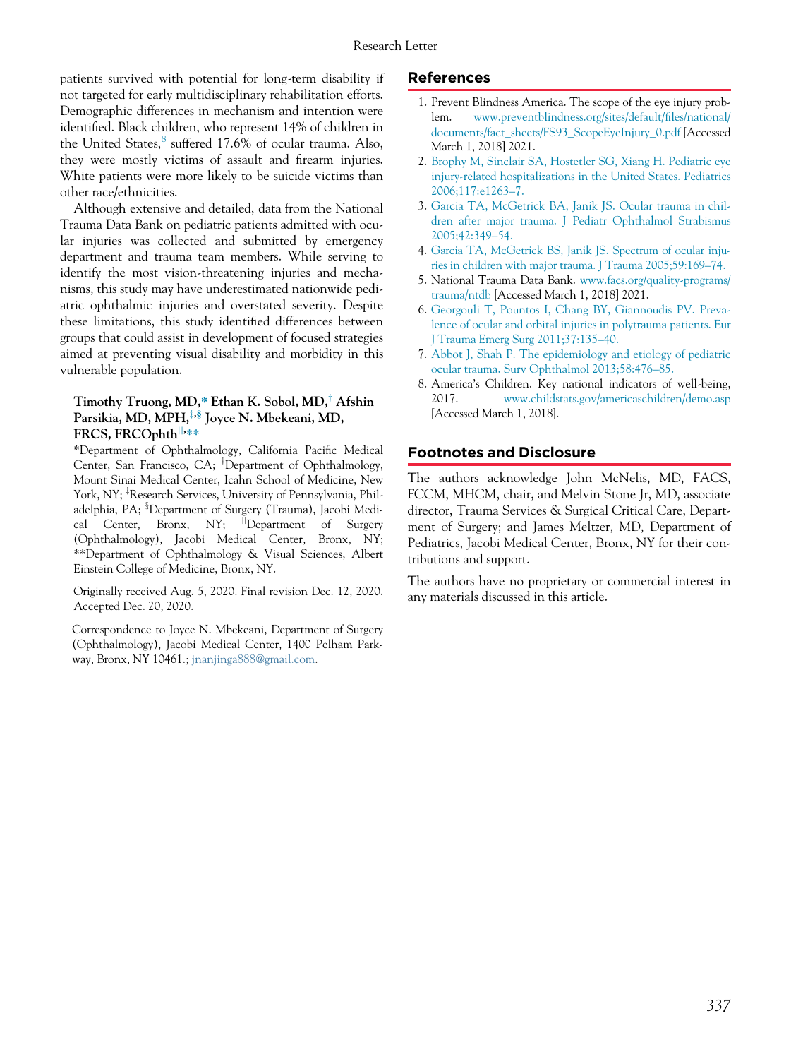patients survived with potential for long-term disability if not targeted for early multidisciplinary rehabilitation efforts. Demographic differences in mechanism and intention were identified. Black children, who represent 14% of children in the United States,[8] suffered 17.6% of ocular trauma. Also, they were mostly victims of assault and firearm injuries. White patients were more likely to be suicide victims than other race/ethnicities.

Although extensive and detailed, data from the National Trauma Data Bank on pediatric patients admitted with ocular injuries was collected and submitted by emergency department and trauma team members. While serving to identify the most vision-threatening injuries and mechanisms, this study may have underestimated nationwide pediatric ophthalmic injuries and overstated severity. Despite these limitations, this study identified differences between groups that could assist in development of focused strategies aimed at preventing visual disability and morbidity in this vulnerable population.

**Timothy Truong, MD,[*] Ethan K. Sobol, MD,[†] Afshin Parsikia, MD, MPH,[‡,§] Joyce N. Mbekeani, MD, FRCS, FRCOphth[||,**]**

*Department of Ophthalmology, California Pacific Medical Center, San Francisco, CA; †Department of Ophthalmology, Mount Sinai Medical Center, Icahn School of Medicine, New York, NY; ‡Research Services, University of Pennsylvania, Philadelphia, PA; §Department of Surgery (Trauma), Jacobi Medical Center, Bronx, NY; ||Department of Surgery (Ophthalmology), Jacobi Medical Center, Bronx, NY; **Department of Ophthalmology & Visual Sciences, Albert Einstein College of Medicine, Bronx, NY.

Originally received Aug. 5, 2020. Final revision Dec. 12, 2020. Accepted Dec. 20, 2020.

Correspondence to Joyce N. Mbekeani, Department of Surgery (Ophthalmology), Jacobi Medical Center, 1400 Pelham Parkway, Bronx, NY 10461.; jnanjinga888@gmail.com.

## References

1. Prevent Blindness America. The scope of the eye injury problem. www.preventblindness.org/sites/default/files/national/documents/fact_sheets/FS93_ScopeEyeInjury_0.pdf [Accessed March 1, 2018] 2021.
2. Brophy M, Sinclair SA, Hostetler SG, Xiang H. Pediatric eye injury-related hospitalizations in the United States. Pediatrics 2006;117:e1263–7.
3. Garcia TA, McGetrick BA, Janik JS. Ocular trauma in children after major trauma. J Pediatr Ophthalmol Strabismus 2005;42:349–54.
4. Garcia TA, McGetrick BS, Janik JS. Spectrum of ocular injuries in children with major trauma. J Trauma 2005;59:169–74.
5. National Trauma Data Bank. www.facs.org/quality-programs/trauma/ntdb [Accessed March 1, 2018] 2021.
6. Georgouli T, Pountos I, Chang BY, Giannoudis PV. Prevalence of ocular and orbital injuries in polytrauma patients. Eur J Trauma Emerg Surg 2011;37:135–40.
7. Abbot J, Shah P. The epidemiology and etiology of pediatric ocular trauma. Surv Ophthalmol 2013;58:476–85.
8. America's Children. Key national indicators of well-being, 2017. www.childstats.gov/americaschildren/demo.asp [Accessed March 1, 2018].

## Footnotes and Disclosure

The authors acknowledge John McNelis, MD, FACS, FCCM, MHCM, chair, and Melvin Stone Jr, MD, associate director, Trauma Services & Surgical Critical Care, Department of Surgery; and James Meltzer, MD, Department of Pediatrics, Jacobi Medical Center, Bronx, NY for their contributions and support.

The authors have no proprietary or commercial interest in any materials discussed in this article.